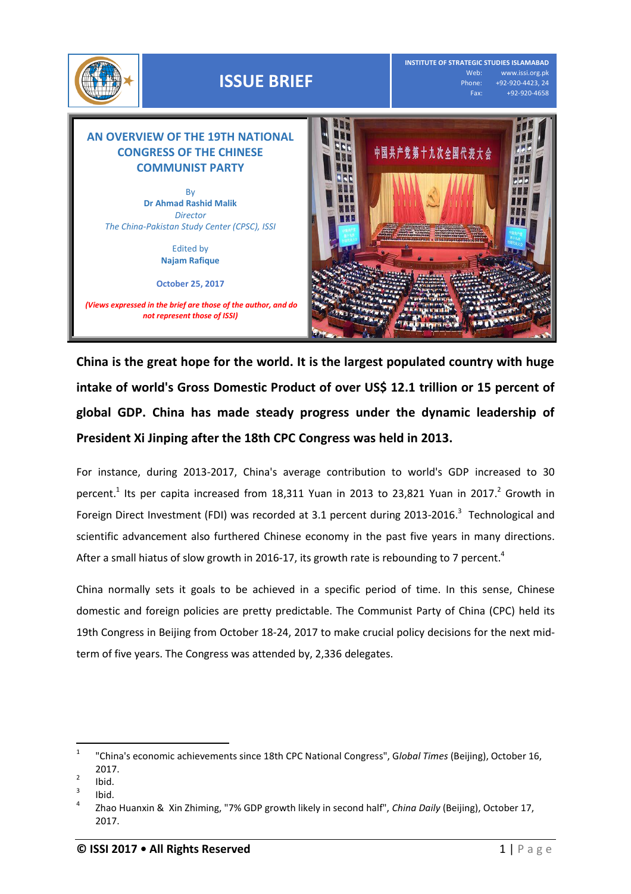# ISSUE BRIEF

**INSTITUTE OF STRATEGIC STUDIES ISLAMABAD**
Web: www.issi.org.pk
Phone: +92-920-4423, 24
Fax: +92-920-4658

## AN OVERVIEW OF THE 19TH NATIONAL CONGRESS OF THE CHINESE COMMUNIST PARTY

By
**Dr Ahmad Rashid Malik**
*Director*
*The China-Pakistan Study Center (CPSC), ISSI*

Edited by
**Najam Rafique**

**October 25, 2017**

***(Views expressed in the brief are those of the author, and do not represent those of ISSI)***

**China is the great hope for the world. It is the largest populated country with huge intake of world's Gross Domestic Product of over US$ 12.1 trillion or 15 percent of global GDP. China has made steady progress under the dynamic leadership of President Xi Jinping after the 18th CPC Congress was held in 2013.**

For instance, during 2013-2017, China's average contribution to world's GDP increased to 30 percent.[1] Its per capita increased from 18,311 Yuan in 2013 to 23,821 Yuan in 2017.[2] Growth in Foreign Direct Investment (FDI) was recorded at 3.1 percent during 2013-2016.[3] Technological and scientific advancement also furthered Chinese economy in the past five years in many directions. After a small hiatus of slow growth in 2016-17, its growth rate is rebounding to 7 percent.[4]

China normally sets it goals to be achieved in a specific period of time. In this sense, Chinese domestic and foreign policies are pretty predictable. The Communist Party of China (CPC) held its 19th Congress in Beijing from October 18-24, 2017 to make crucial policy decisions for the next mid-term of five years. The Congress was attended by, 2,336 delegates.

---

[1] "China's economic achievements since 18th CPC National Congress", G*lobal Times* (Beijing), October 16, 2017.

[2] Ibid.

[3] Ibid.

[4] Zhao Huanxin & Xin Zhiming, "7% GDP growth likely in second half", *China Daily* (Beijing), October 17, 2017.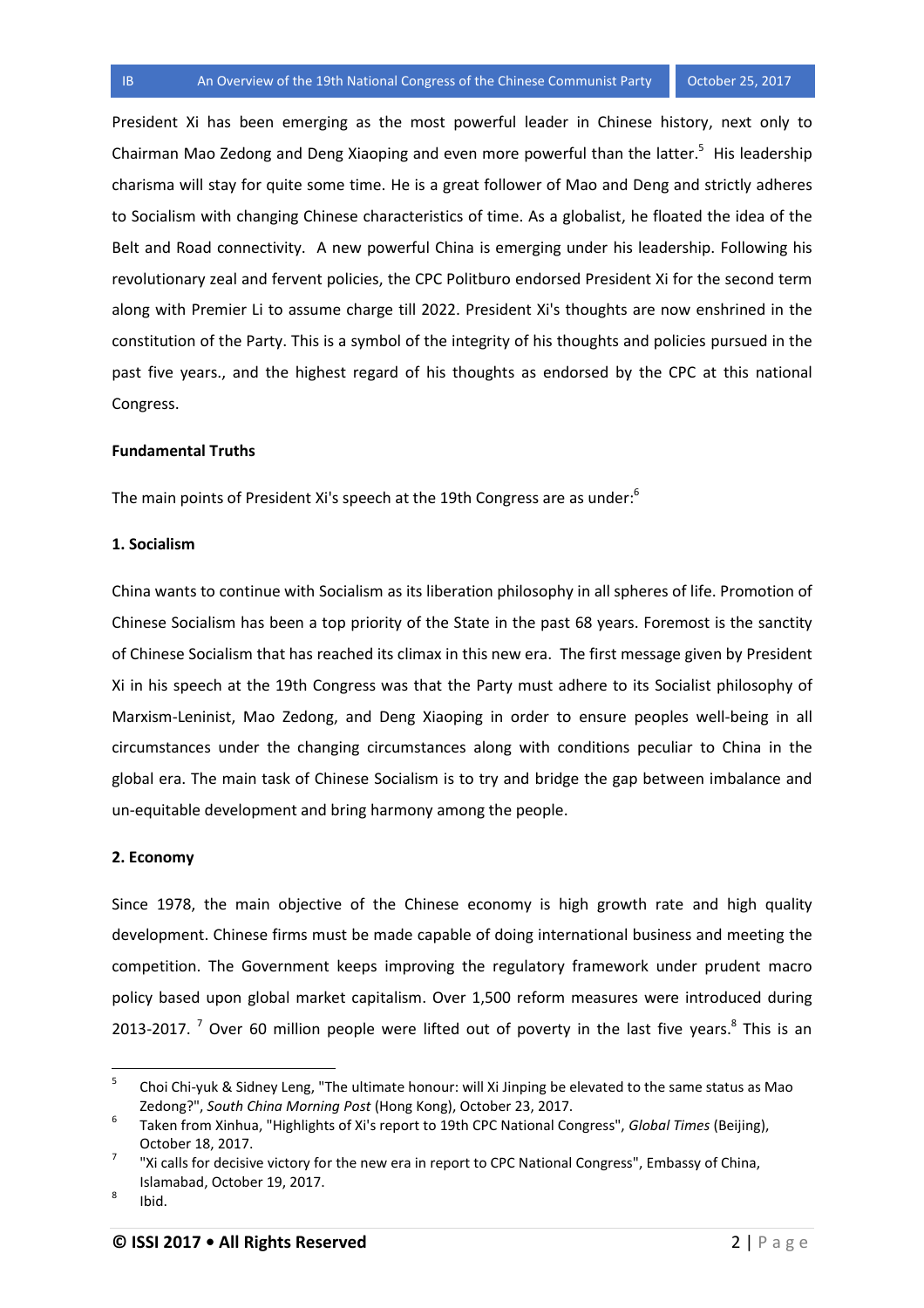President Xi has been emerging as the most powerful leader in Chinese history, next only to Chairman Mao Zedong and Deng Xiaoping and even more powerful than the latter.[5] His leadership charisma will stay for quite some time. He is a great follower of Mao and Deng and strictly adheres to Socialism with changing Chinese characteristics of time. As a globalist, he floated the idea of the Belt and Road connectivity. A new powerful China is emerging under his leadership. Following his revolutionary zeal and fervent policies, the CPC Politburo endorsed President Xi for the second term along with Premier Li to assume charge till 2022. President Xi's thoughts are now enshrined in the constitution of the Party. This is a symbol of the integrity of his thoughts and policies pursued in the past five years., and the highest regard of his thoughts as endorsed by the CPC at this national Congress.

**Fundamental Truths**

The main points of President Xi's speech at the 19th Congress are as under:[6]

**1. Socialism**

China wants to continue with Socialism as its liberation philosophy in all spheres of life. Promotion of Chinese Socialism has been a top priority of the State in the past 68 years. Foremost is the sanctity of Chinese Socialism that has reached its climax in this new era. The first message given by President Xi in his speech at the 19th Congress was that the Party must adhere to its Socialist philosophy of Marxism-Leninist, Mao Zedong, and Deng Xiaoping in order to ensure peoples well-being in all circumstances under the changing circumstances along with conditions peculiar to China in the global era. The main task of Chinese Socialism is to try and bridge the gap between imbalance and un-equitable development and bring harmony among the people.

**2. Economy**

Since 1978, the main objective of the Chinese economy is high growth rate and high quality development. Chinese firms must be made capable of doing international business and meeting the competition. The Government keeps improving the regulatory framework under prudent macro policy based upon global market capitalism. Over 1,500 reform measures were introduced during 2013-2017. [7] Over 60 million people were lifted out of poverty in the last five years.[8] This is an

---

[5] Choi Chi-yuk & Sidney Leng, "The ultimate honour: will Xi Jinping be elevated to the same status as Mao Zedong?", *South China Morning Post* (Hong Kong), October 23, 2017.

[6] Taken from Xinhua, "Highlights of Xi's report to 19th CPC National Congress", *Global Times* (Beijing), October 18, 2017.

[7] "Xi calls for decisive victory for the new era in report to CPC National Congress", Embassy of China, Islamabad, October 19, 2017.

[8] Ibid.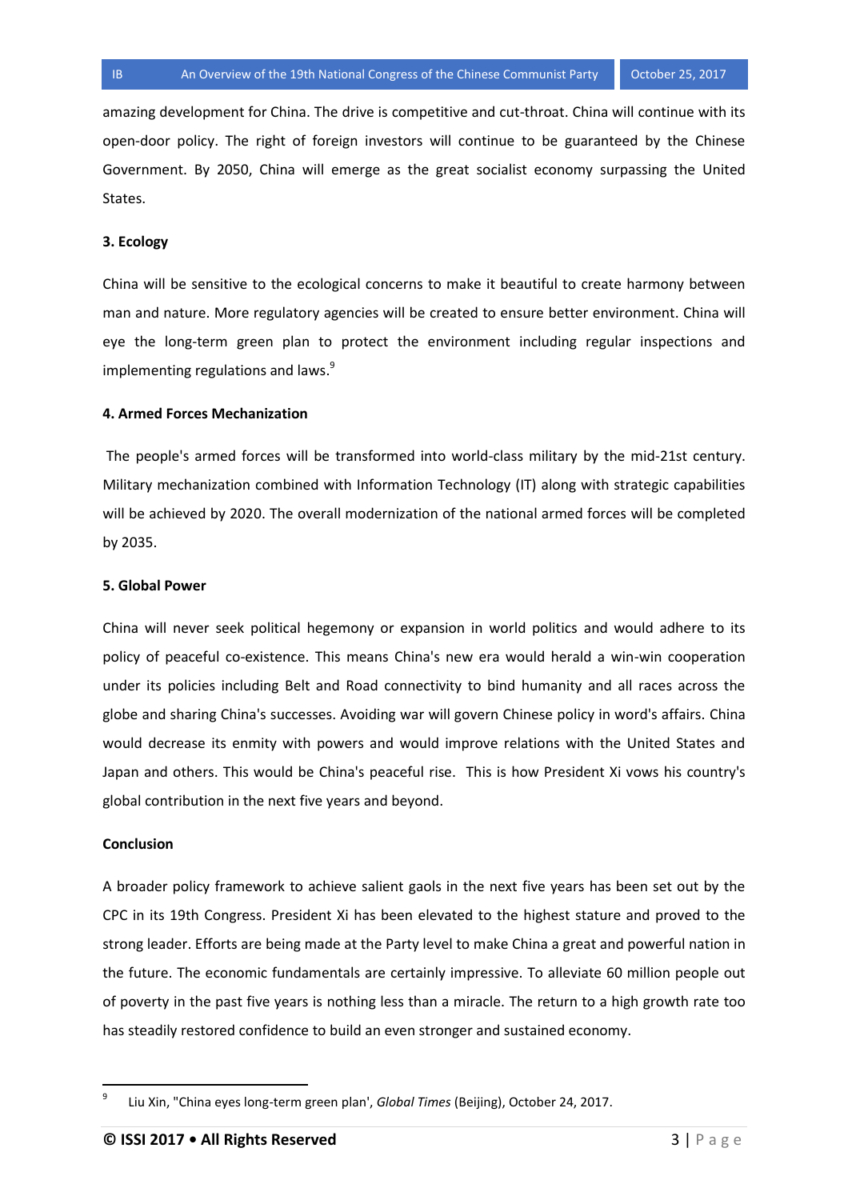amazing development for China. The drive is competitive and cut-throat. China will continue with its open-door policy. The right of foreign investors will continue to be guaranteed by the Chinese Government. By 2050, China will emerge as the great socialist economy surpassing the United States.

**3. Ecology**

China will be sensitive to the ecological concerns to make it beautiful to create harmony between man and nature. More regulatory agencies will be created to ensure better environment. China will eye the long-term green plan to protect the environment including regular inspections and implementing regulations and laws.[9]

**4. Armed Forces Mechanization**

The people's armed forces will be transformed into world-class military by the mid-21st century. Military mechanization combined with Information Technology (IT) along with strategic capabilities will be achieved by 2020. The overall modernization of the national armed forces will be completed by 2035.

**5. Global Power**

China will never seek political hegemony or expansion in world politics and would adhere to its policy of peaceful co-existence. This means China's new era would herald a win-win cooperation under its policies including Belt and Road connectivity to bind humanity and all races across the globe and sharing China's successes. Avoiding war will govern Chinese policy in word's affairs. China would decrease its enmity with powers and would improve relations with the United States and Japan and others. This would be China's peaceful rise. This is how President Xi vows his country's global contribution in the next five years and beyond.

**Conclusion**

A broader policy framework to achieve salient gaols in the next five years has been set out by the CPC in its 19th Congress. President Xi has been elevated to the highest stature and proved to the strong leader. Efforts are being made at the Party level to make China a great and powerful nation in the future. The economic fundamentals are certainly impressive. To alleviate 60 million people out of poverty in the past five years is nothing less than a miracle. The return to a high growth rate too has steadily restored confidence to build an even stronger and sustained economy.

---

[9] Liu Xin, "China eyes long-term green plan', *Global Times* (Beijing), October 24, 2017.